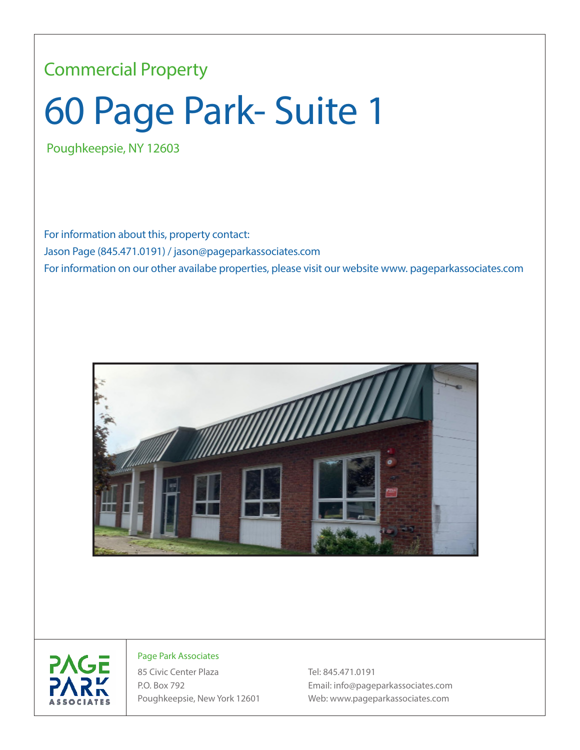Commercial Property

# 60 Page Park- Suite 1

Poughkeepsie, NY 12603

For information about this, property contact:
Jason Page (845.471.0191) / jason@pageparkassociates.com
For information on our other availabe properties, please visit our website www. pageparkassociates.com

PAGE PARK ASSOCIATES

Page Park Associates
85 Civic Center Plaza
P.O. Box 792
Poughkeepsie, New York 12601

Tel: 845.471.0191
Email: info@pageparkassociates.com
Web: www.pageparkassociates.com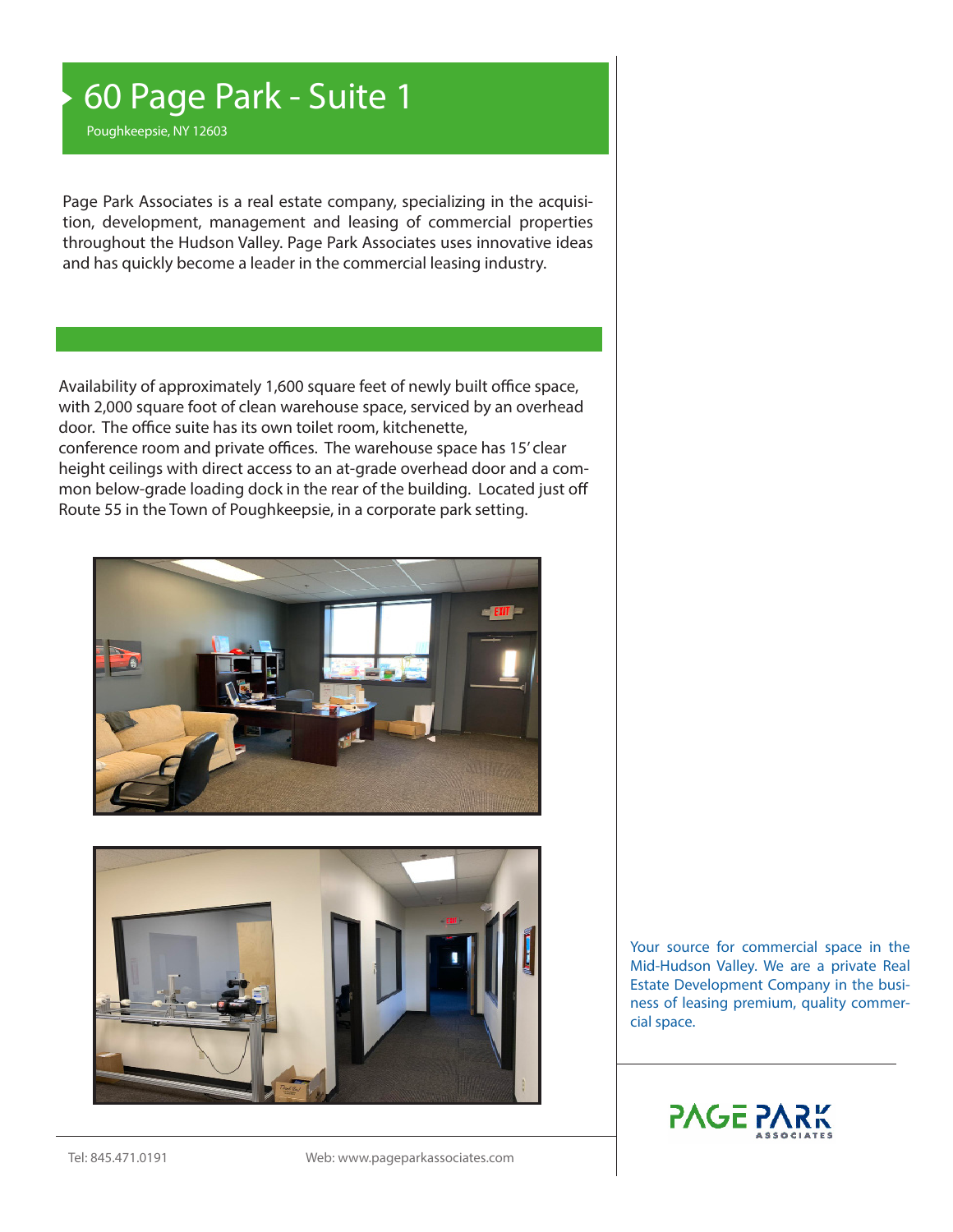# 60 Page Park - Suite 1

Poughkeepsie, NY 12603

Page Park Associates is a real estate company, specializing in the acquisition, development, management and leasing of commercial properties throughout the Hudson Valley. Page Park Associates uses innovative ideas and has quickly become a leader in the commercial leasing industry.

Availability of approximately 1,600 square feet of newly built office space, with 2,000 square foot of clean warehouse space, serviced by an overhead door. The office suite has its own toilet room, kitchenette, conference room and private offices. The warehouse space has 15' clear height ceilings with direct access to an at-grade overhead door and a common below-grade loading dock in the rear of the building. Located just off Route 55 in the Town of Poughkeepsie, in a corporate park setting.

Your source for commercial space in the Mid-Hudson Valley. We are a private Real Estate Development Company in the business of leasing premium, quality commercial space.

PAGE PARK ASSOCIATES

Tel: 845.471.0191

Web: www.pageparkassociates.com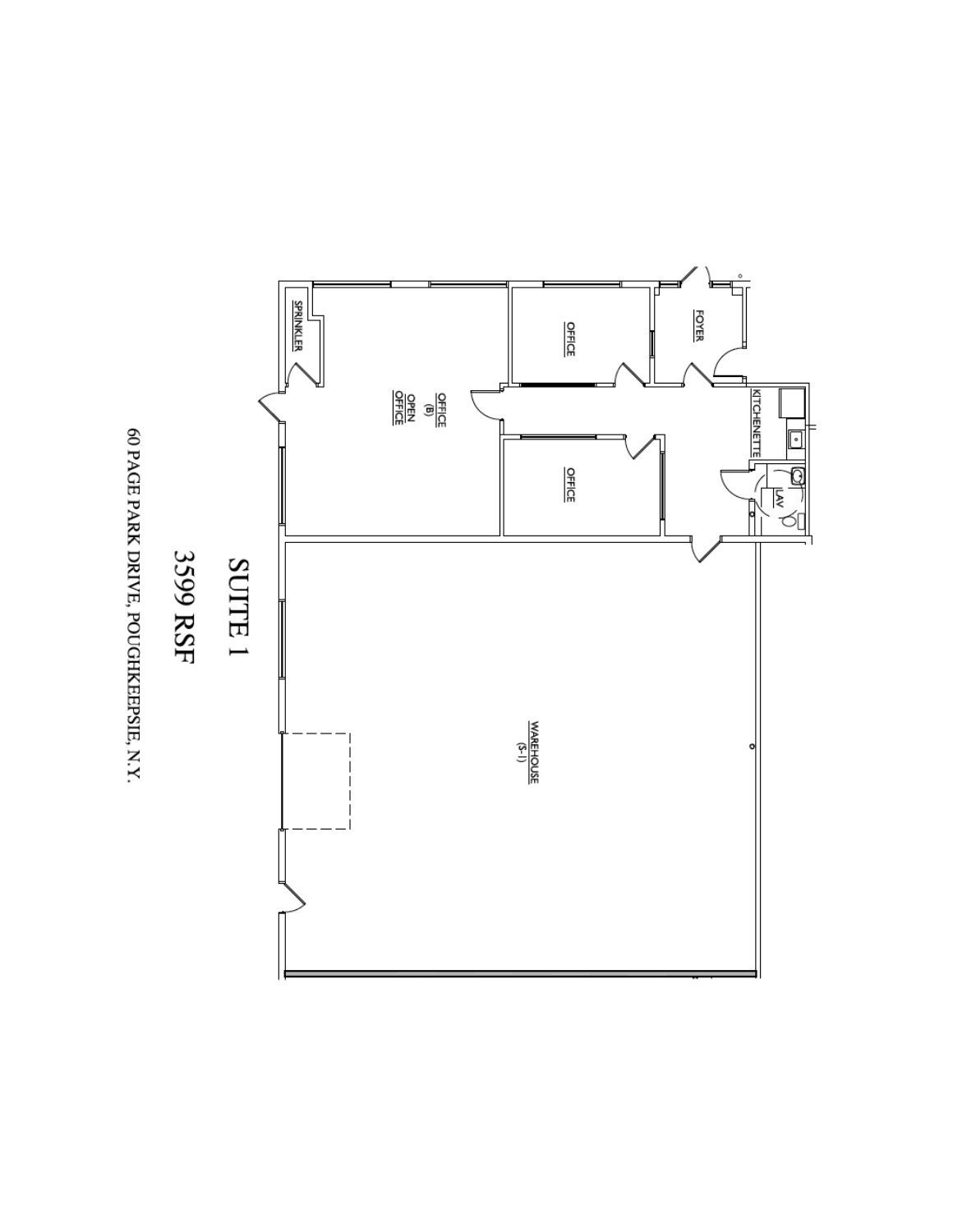FOYER

OFFICE

KITCHENETTE

LAV

SPRINKLER

OFFICE
(B)
OPEN
OFFICE

OFFICE

WAREHOUSE
(S-1)

# SUITE 1

## 3599 RSF

60 PAGE PARK DRIVE, POUGHKEEPSIE, N.Y.